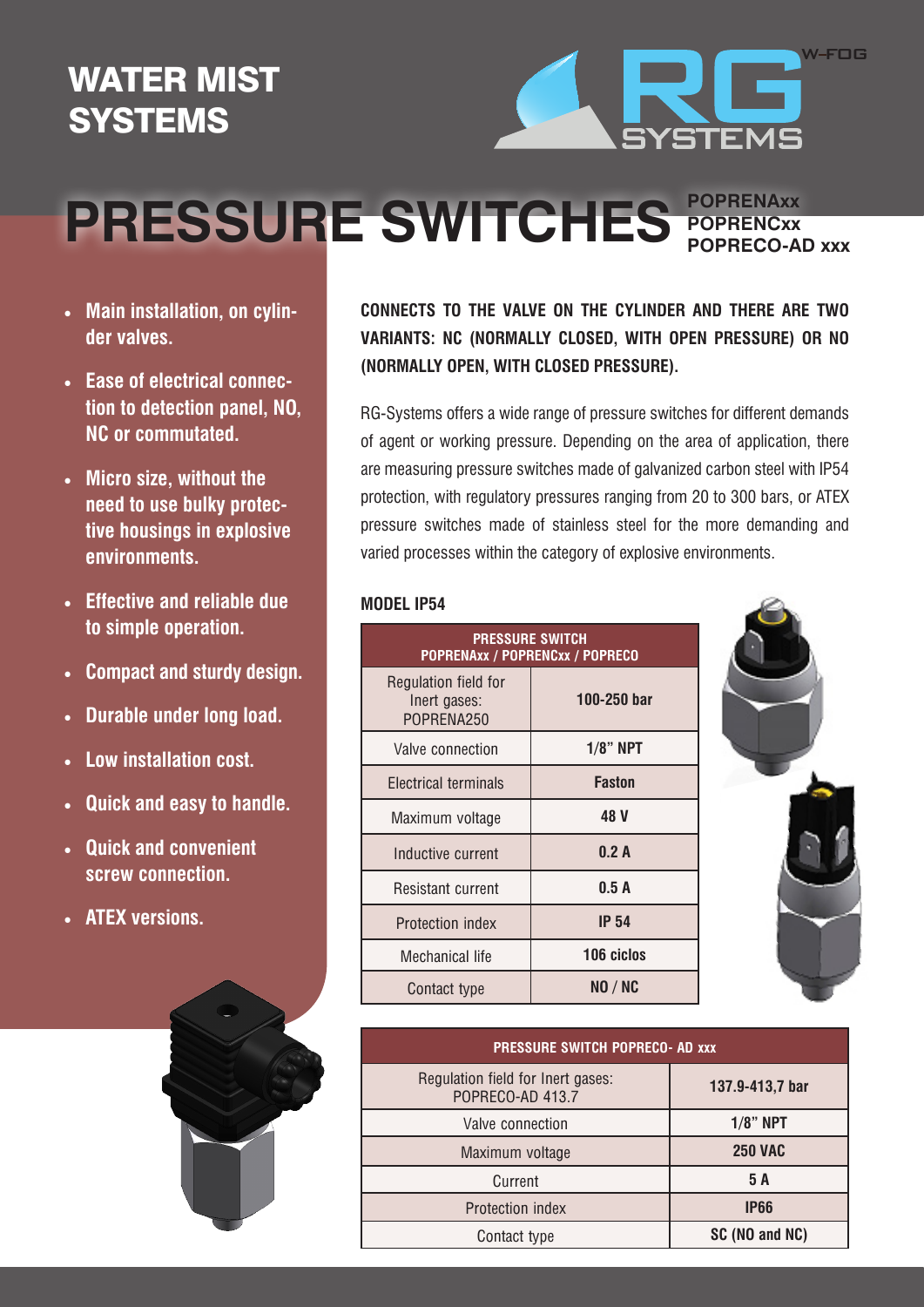# WATER MIST SYSTEMS

# PRESSURE SWITCHES

**POPRENAxx**
**POPRENCxx**
**POPRECO-AD xxx**

- **Main installation, on cylinder valves.**
- **Ease of electrical connection to detection panel, NO, NC or commutated.**
- **Micro size, without the need to use bulky protective housings in explosive environments.**
- **Effective and reliable due to simple operation.**
- **Compact and sturdy design.**
- **Durable under long load.**
- **Low installation cost.**
- **Quick and easy to handle.**
- **Quick and convenient screw connection.**
- **ATEX versions.**

**CONNECTS TO THE VALVE ON THE CYLINDER AND THERE ARE TWO VARIANTS: NC (NORMALLY CLOSED, WITH OPEN PRESSURE) OR NO (NORMALLY OPEN, WITH CLOSED PRESSURE).**

RG-Systems offers a wide range of pressure switches for different demands of agent or working pressure. Depending on the area of application, there are measuring pressure switches made of galvanized carbon steel with IP54 protection, with regulatory pressures ranging from 20 to 300 bars, or ATEX pressure switches made of stainless steel for the more demanding and varied processes within the category of explosive environments.

**MODEL IP54**

| PRESSURE SWITCH POPRENAxx / POPRENCxx / POPRECO | |
|---|---|
| Regulation field for Inert gases: POPRENA250 | **100-250 bar** |
| Valve connection | **1/8" NPT** |
| Electrical terminals | **Faston** |
| Maximum voltage | **48 V** |
| Inductive current | **0.2 A** |
| Resistant current | **0.5 A** |
| Protection index | **IP 54** |
| Mechanical life | **106 ciclos** |
| Contact type | **NO / NC** |

| PRESSURE SWITCH POPRECO- AD xxx | |
|---|---|
| Regulation field for Inert gases: POPRECO-AD 413.7 | **137.9-413,7 bar** |
| Valve connection | **1/8" NPT** |
| Maximum voltage | **250 VAC** |
| Current | **5 A** |
| Protection index | **IP66** |
| Contact type | **SC (NO and NC)** |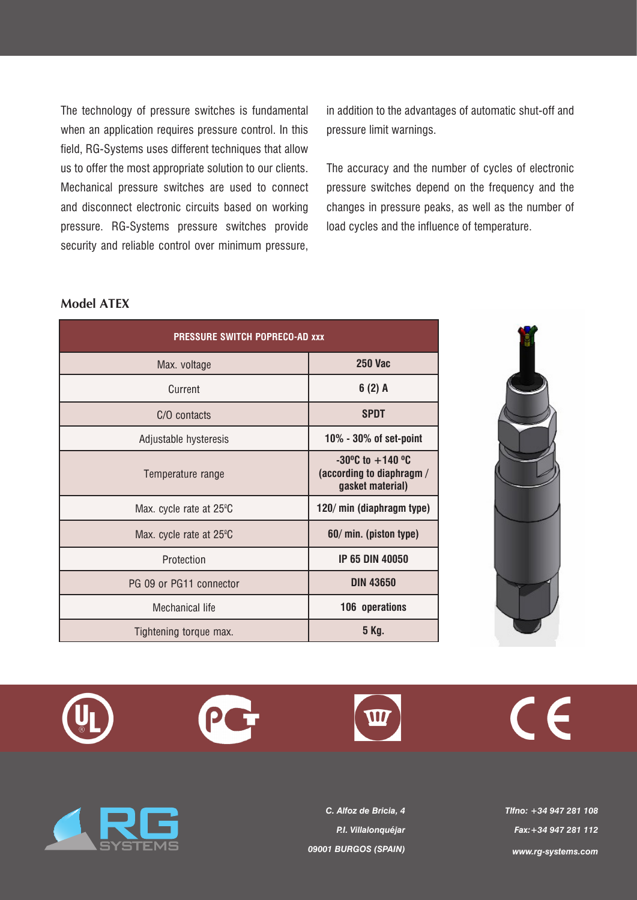The technology of pressure switches is fundamental when an application requires pressure control. In this field, RG-Systems uses different techniques that allow us to offer the most appropriate solution to our clients. Mechanical pressure switches are used to connect and disconnect electronic circuits based on working pressure. RG-Systems pressure switches provide security and reliable control over minimum pressure, in addition to the advantages of automatic shut-off and pressure limit warnings.

The accuracy and the number of cycles of electronic pressure switches depend on the frequency and the changes in pressure peaks, as well as the number of load cycles and the influence of temperature.

## Model ATEX

| PRESSURE SWITCH POPRECO-AD xxx | |
|---|---|
| Max. voltage | **250 Vac** |
| Current | **6 (2) A** |
| C/O contacts | **SPDT** |
| Adjustable hysteresis | **10% - 30% of set-point** |
| Temperature range | **-30ºC to +140 ºC (according to diaphragm / gasket material)** |
| Max. cycle rate at 25ºC | **120/ min (diaphragm type)** |
| Max. cycle rate at 25ºC | **60/ min. (piston type)** |
| Protection | **IP 65 DIN 40050** |
| PG 09 or PG11 connector | **DIN 43650** |
| Mechanical life | **106 operations** |
| Tightening torque max. | **5 Kg.** |

RG SYSTEMS

*C. Alfoz de Bricia, 4*
*P.I. Villalonquéjar*
*09001 BURGOS (SPAIN)*

*Tlfno: +34 947 281 108*
*Fax:+34 947 281 112*
*www.rg-systems.com*